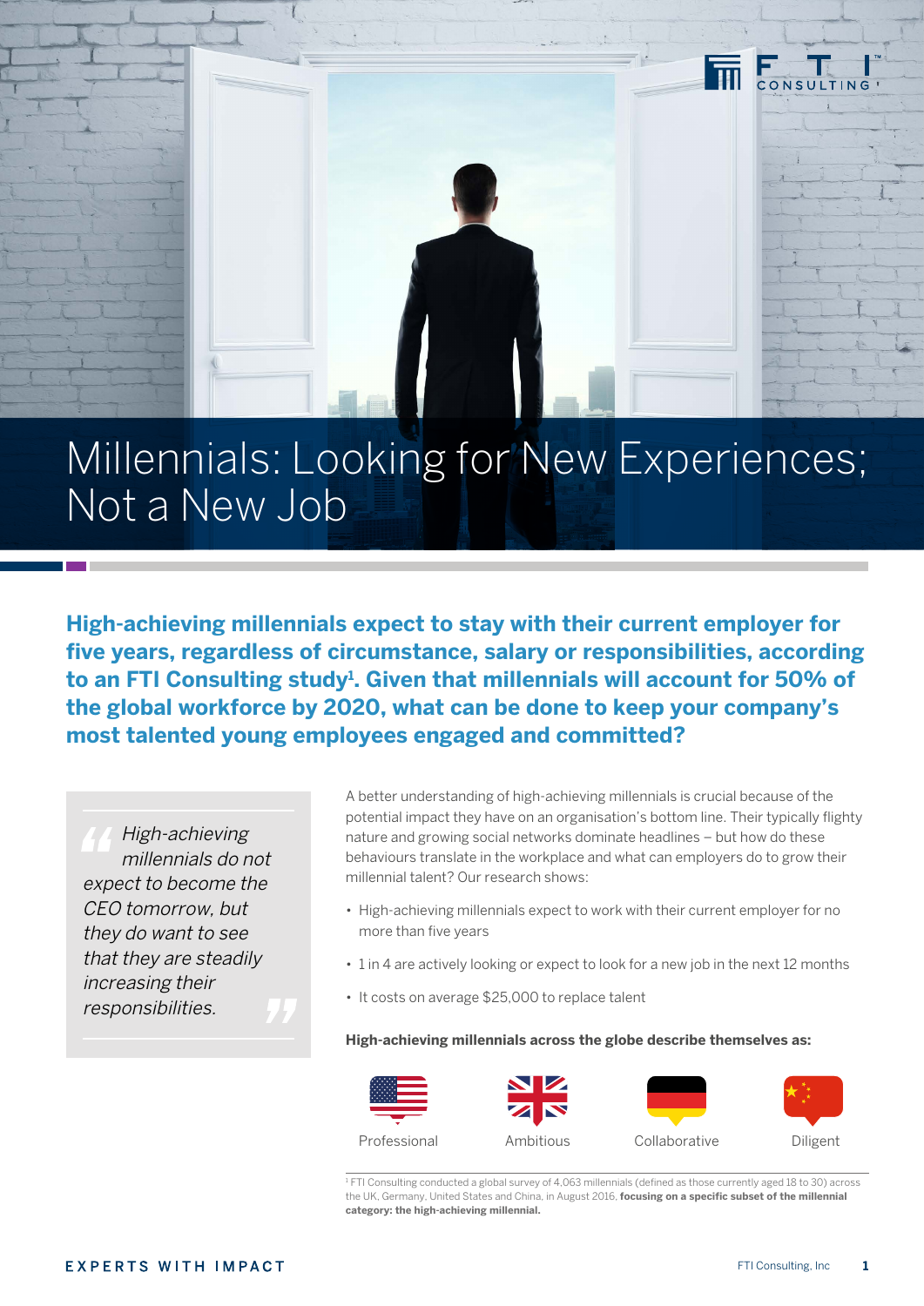# Millennials: Looking for New Experiences; Not a New Job

**High-achieving millennials expect to stay with their current employer for five years, regardless of circumstance, salary or responsibilities, according to an FTI Consulting study[1]. Given that millennials will account for 50% of the global workforce by 2020, what can be done to keep your company's most talented young employees engaged and committed?**

> *High-achieving millennials do not expect to become the CEO tomorrow, but they do want to see that they are steadily increasing their responsibilities.*

A better understanding of high-achieving millennials is crucial because of the potential impact they have on an organisation's bottom line. Their typically flighty nature and growing social networks dominate headlines – but how do these behaviours translate in the workplace and what can employers do to grow their millennial talent? Our research shows:

- High-achieving millennials expect to work with their current employer for no more than five years
- 1 in 4 are actively looking or expect to look for a new job in the next 12 months
- It costs on average $25,000 to replace talent

**High-achieving millennials across the globe describe themselves as:**

| United States | United Kingdom | Germany | China |
|---|---|---|---|
| Professional | Ambitious | Collaborative | Diligent |

[1] FTI Consulting conducted a global survey of 4,063 millennials (defined as those currently aged 18 to 30) across the UK, Germany, United States and China, in August 2016, **focusing on a specific subset of the millennial category: the high-achieving millennial.**

EXPERTS WITH IMPACT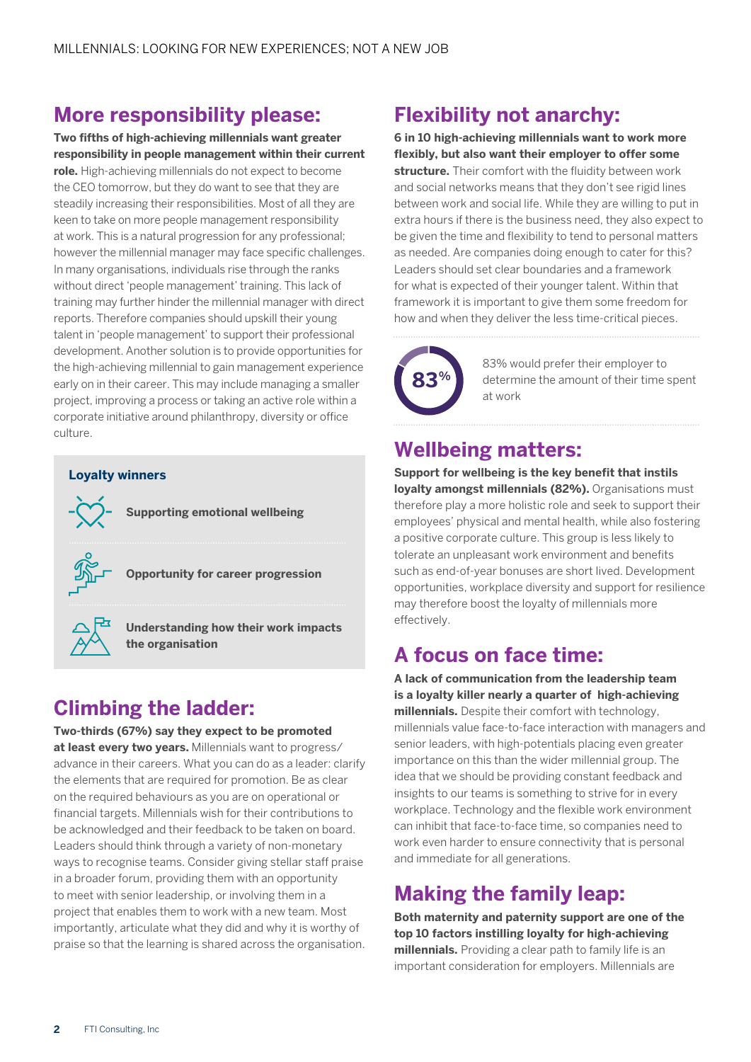## More responsibility please:

**Two fifths of high-achieving millennials want greater responsibility in people management within their current role.** High-achieving millennials do not expect to become the CEO tomorrow, but they do want to see that they are steadily increasing their responsibilities. Most of all they are keen to take on more people management responsibility at work. This is a natural progression for any professional; however the millennial manager may face specific challenges. In many organisations, individuals rise through the ranks without direct 'people management' training. This lack of training may further hinder the millennial manager with direct reports. Therefore companies should upskill their young talent in 'people management' to support their professional development. Another solution is to provide opportunities for the high-achieving millennial to gain management experience early on in their career. This may include managing a smaller project, improving a process or taking an active role within a corporate initiative around philanthropy, diversity or office culture.

### Loyalty winners

- **Supporting emotional wellbeing**
- **Opportunity for career progression**
- **Understanding how their work impacts the organisation**

## Climbing the ladder:

**Two-thirds (67%) say they expect to be promoted at least every two years.** Millennials want to progress/advance in their careers. What you can do as a leader: clarify the elements that are required for promotion. Be as clear on the required behaviours as you are on operational or financial targets. Millennials wish for their contributions to be acknowledged and their feedback to be taken on board. Leaders should think through a variety of non-monetary ways to recognise teams. Consider giving stellar staff praise in a broader forum, providing them with an opportunity to meet with senior leadership, or involving them in a project that enables them to work with a new team. Most importantly, articulate what they did and why it is worthy of praise so that the learning is shared across the organisation.

## Flexibility not anarchy:

**6 in 10 high-achieving millennials want to work more flexibly, but also want their employer to offer some structure.** Their comfort with the fluidity between work and social networks means that they don't see rigid lines between work and social life. While they are willing to put in extra hours if there is the business need, they also expect to be given the time and flexibility to tend to personal matters as needed. Are companies doing enough to cater for this? Leaders should set clear boundaries and a framework for what is expected of their younger talent. Within that framework it is important to give them some freedom for how and when they deliver the less time-critical pieces.

**83%** 83% would prefer their employer to determine the amount of their time spent at work

## Wellbeing matters:

**Support for wellbeing is the key benefit that instils loyalty amongst millennials (82%).** Organisations must therefore play a more holistic role and seek to support their employees' physical and mental health, while also fostering a positive corporate culture. This group is less likely to tolerate an unpleasant work environment and benefits such as end-of-year bonuses are short lived. Development opportunities, workplace diversity and support for resilience may therefore boost the loyalty of millennials more effectively.

## A focus on face time:

**A lack of communication from the leadership team is a loyalty killer nearly a quarter of high-achieving millennials.** Despite their comfort with technology, millennials value face-to-face interaction with managers and senior leaders, with high-potentials placing even greater importance on this than the wider millennial group. The idea that we should be providing constant feedback and insights to our teams is something to strive for in every workplace. Technology and the flexible work environment can inhibit that face-to-face time, so companies need to work even harder to ensure connectivity that is personal and immediate for all generations.

## Making the family leap:

**Both maternity and paternity support are one of the top 10 factors instilling loyalty for high-achieving millennials.** Providing a clear path to family life is an important consideration for employers. Millennials are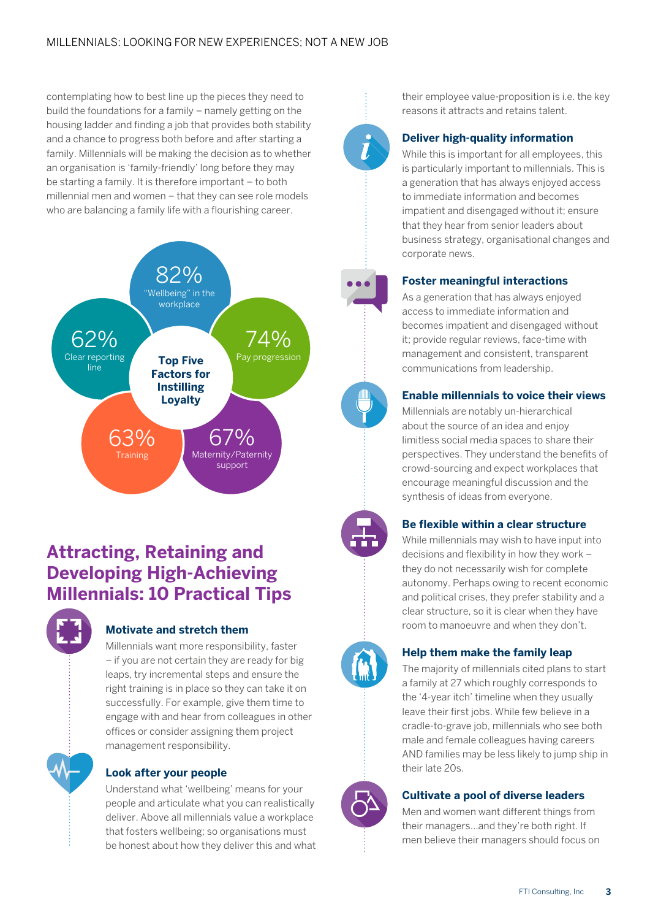contemplating how to best line up the pieces they need to build the foundations for a family – namely getting on the housing ladder and finding a job that provides both stability and a chance to progress both before and after starting a family. Millennials will be making the decision as to whether an organisation is 'family-friendly' long before they may be starting a family. It is therefore important – to both millennial men and women – that they can see role models who are balancing a family life with a flourishing career.

**Top Five Factors for Instilling Loyalty**

- 82% "Wellbeing" in the workplace
- 74% Pay progression
- 67% Maternity/Paternity support
- 63% Training
- 62% Clear reporting line

## Attracting, Retaining and Developing High-Achieving Millennials: 10 Practical Tips

### Motivate and stretch them

Millennials want more responsibility, faster – if you are not certain they are ready for big leaps, try incremental steps and ensure the right training is in place so they can take it on successfully. For example, give them time to engage with and hear from colleagues in other offices or consider assigning them project management responsibility.

### Look after your people

Understand what 'wellbeing' means for your people and articulate what you can realistically deliver. Above all millennials value a workplace that fosters wellbeing; so organisations must be honest about how they deliver this and what their employee value-proposition is i.e. the key reasons it attracts and retains talent.

### Deliver high-quality information

While this is important for all employees, this is particularly important to millennials. This is a generation that has always enjoyed access to immediate information and becomes impatient and disengaged without it; ensure that they hear from senior leaders about business strategy, organisational changes and corporate news.

### Foster meaningful interactions

As a generation that has always enjoyed access to immediate information and becomes impatient and disengaged without it; provide regular reviews, face-time with management and consistent, transparent communications from leadership.

### Enable millennials to voice their views

Millennials are notably un-hierarchical about the source of an idea and enjoy limitless social media spaces to share their perspectives. They understand the benefits of crowd-sourcing and expect workplaces that encourage meaningful discussion and the synthesis of ideas from everyone.

### Be flexible within a clear structure

While millennials may wish to have input into decisions and flexibility in how they work – they do not necessarily wish for complete autonomy. Perhaps owing to recent economic and political crises, they prefer stability and a clear structure, so it is clear when they have room to manoeuvre and when they don't.

### Help them make the family leap

The majority of millennials cited plans to start a family at 27 which roughly corresponds to the '4-year itch' timeline when they usually leave their first jobs. While few believe in a cradle-to-grave job, millennials who see both male and female colleagues having careers AND families may be less likely to jump ship in their late 20s.

### Cultivate a pool of diverse leaders

Men and women want different things from their managers...and they're both right. If men believe their managers should focus on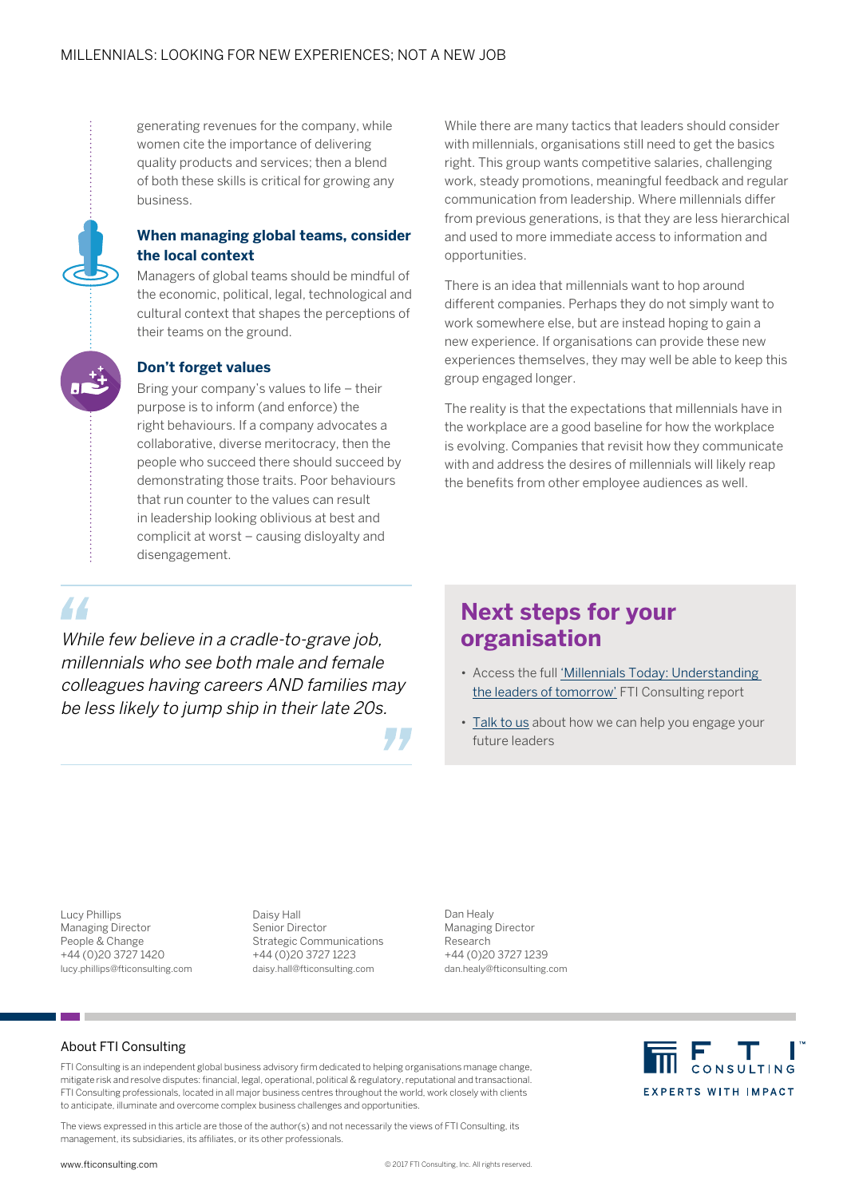generating revenues for the company, while women cite the importance of delivering quality products and services; then a blend of both these skills is critical for growing any business.

### When managing global teams, consider the local context

Managers of global teams should be mindful of the economic, political, legal, technological and cultural context that shapes the perceptions of their teams on the ground.

### Don't forget values

Bring your company's values to life – their purpose is to inform (and enforce) the right behaviours. If a company advocates a collaborative, diverse meritocracy, then the people who succeed there should succeed by demonstrating those traits. Poor behaviours that run counter to the values can result in leadership looking oblivious at best and complicit at worst – causing disloyalty and disengagement.

While there are many tactics that leaders should consider with millennials, organisations still need to get the basics right. This group wants competitive salaries, challenging work, steady promotions, meaningful feedback and regular communication from leadership. Where millennials differ from previous generations, is that they are less hierarchical and used to more immediate access to information and opportunities.

There is an idea that millennials want to hop around different companies. Perhaps they do not simply want to work somewhere else, but are instead hoping to gain a new experience. If organisations can provide these new experiences themselves, they may well be able to keep this group engaged longer.

The reality is that the expectations that millennials have in the workplace are a good baseline for how the workplace is evolving. Companies that revisit how they communicate with and address the desires of millennials will likely reap the benefits from other employee audiences as well.

> *While few believe in a cradle-to-grave job, millennials who see both male and female colleagues having careers AND families may be less likely to jump ship in their late 20s.*

## Next steps for your organisation

- Access the full 'Millennials Today: Understanding the leaders of tomorrow' FTI Consulting report
- Talk to us about how we can help you engage your future leaders

Lucy Phillips
Managing Director
People & Change
+44 (0)20 3727 1420
lucy.phillips@fticonsulting.com

Daisy Hall
Senior Director
Strategic Communications
+44 (0)20 3727 1223
daisy.hall@fticonsulting.com

Dan Healy
Managing Director
Research
+44 (0)20 3727 1239
dan.healy@fticonsulting.com

### About FTI Consulting

FTI Consulting is an independent global business advisory firm dedicated to helping organisations manage change, mitigate risk and resolve disputes: financial, legal, operational, political & regulatory, reputational and transactional. FTI Consulting professionals, located in all major business centres throughout the world, work closely with clients to anticipate, illuminate and overcome complex business challenges and opportunities.

The views expressed in this article are those of the author(s) and not necessarily the views of FTI Consulting, its management, its subsidiaries, its affiliates, or its other professionals.

FTI CONSULTING
EXPERTS WITH IMPACT

www.fticonsulting.com

© 2017 FTI Consulting, Inc. All rights reserved.